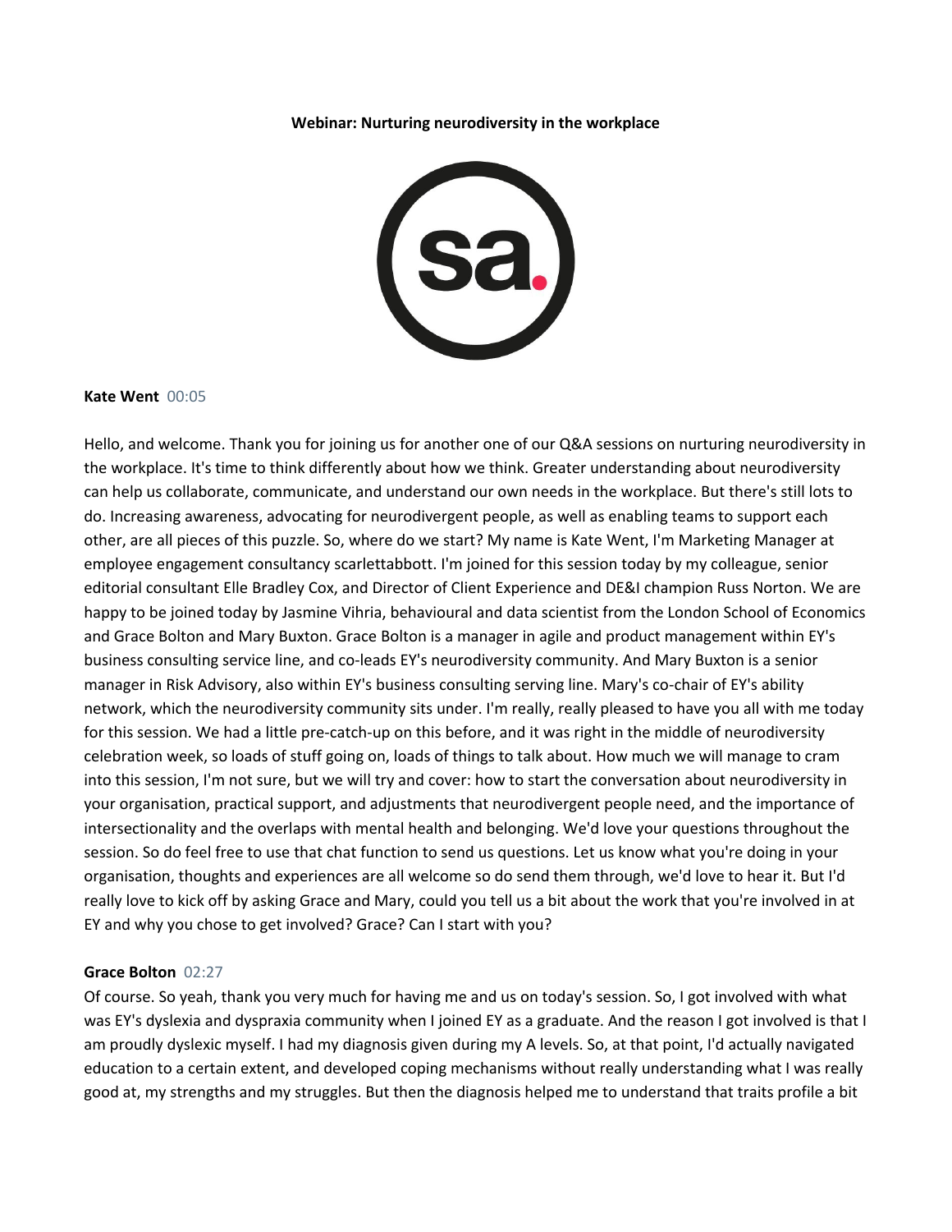**Webinar: Nurturing neurodiversity in the workplace**

**Kate Went** 00:05

Hello, and welcome. Thank you for joining us for another one of our Q&A sessions on nurturing neurodiversity in the workplace. It's time to think differently about how we think. Greater understanding about neurodiversity can help us collaborate, communicate, and understand our own needs in the workplace. But there's still lots to do. Increasing awareness, advocating for neurodivergent people, as well as enabling teams to support each other, are all pieces of this puzzle. So, where do we start? My name is Kate Went, I'm Marketing Manager at employee engagement consultancy scarlettabbott. I'm joined for this session today by my colleague, senior editorial consultant Elle Bradley Cox, and Director of Client Experience and DE&I champion Russ Norton. We are happy to be joined today by Jasmine Vihria, behavioural and data scientist from the London School of Economics and Grace Bolton and Mary Buxton. Grace Bolton is a manager in agile and product management within EY's business consulting service line, and co-leads EY's neurodiversity community. And Mary Buxton is a senior manager in Risk Advisory, also within EY's business consulting serving line. Mary's co-chair of EY's ability network, which the neurodiversity community sits under. I'm really, really pleased to have you all with me today for this session. We had a little pre-catch-up on this before, and it was right in the middle of neurodiversity celebration week, so loads of stuff going on, loads of things to talk about. How much we will manage to cram into this session, I'm not sure, but we will try and cover: how to start the conversation about neurodiversity in your organisation, practical support, and adjustments that neurodivergent people need, and the importance of intersectionality and the overlaps with mental health and belonging. We'd love your questions throughout the session. So do feel free to use that chat function to send us questions. Let us know what you're doing in your organisation, thoughts and experiences are all welcome so do send them through, we'd love to hear it. But I'd really love to kick off by asking Grace and Mary, could you tell us a bit about the work that you're involved in at EY and why you chose to get involved? Grace? Can I start with you?

**Grace Bolton** 02:27

Of course. So yeah, thank you very much for having me and us on today's session. So, I got involved with what was EY's dyslexia and dyspraxia community when I joined EY as a graduate. And the reason I got involved is that I am proudly dyslexic myself. I had my diagnosis given during my A levels. So, at that point, I'd actually navigated education to a certain extent, and developed coping mechanisms without really understanding what I was really good at, my strengths and my struggles. But then the diagnosis helped me to understand that traits profile a bit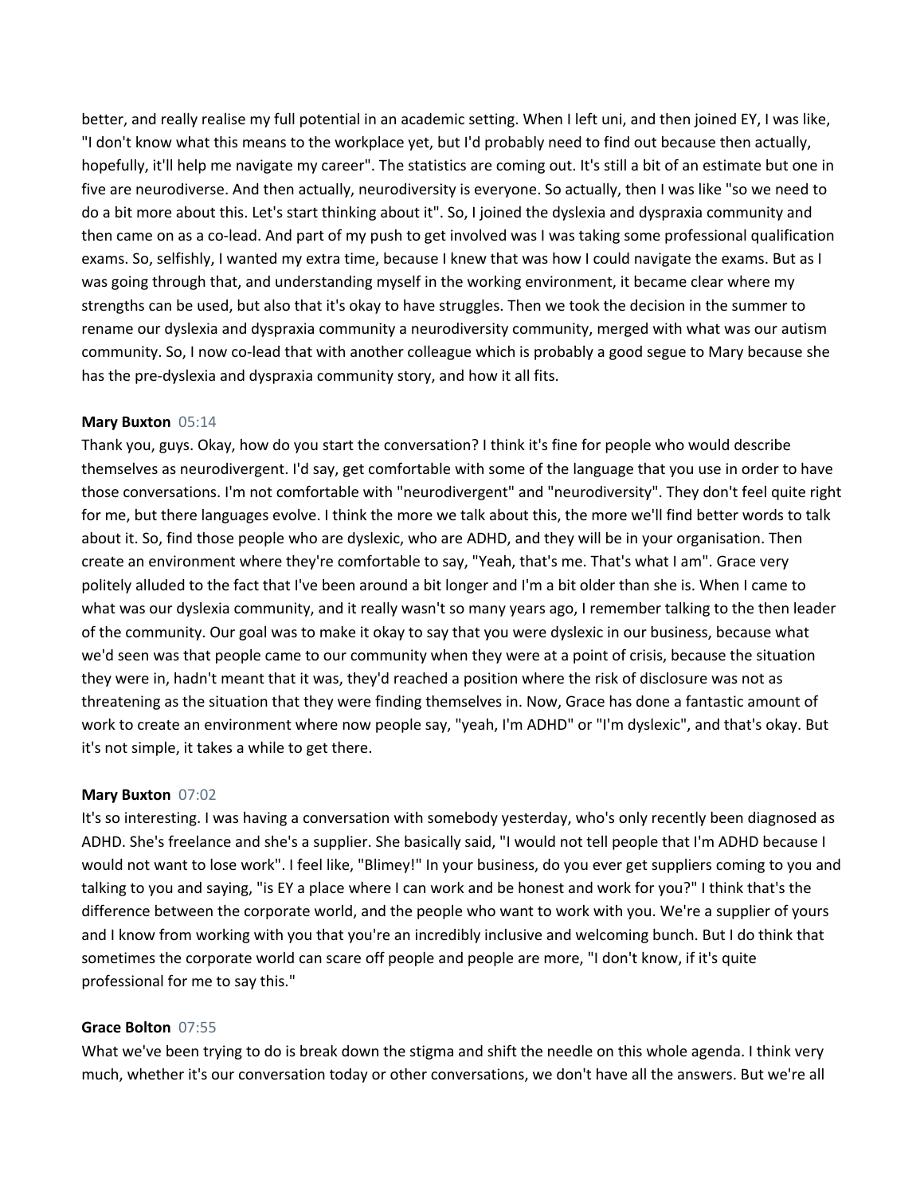better, and really realise my full potential in an academic setting. When I left uni, and then joined EY, I was like, "I don't know what this means to the workplace yet, but I'd probably need to find out because then actually, hopefully, it'll help me navigate my career". The statistics are coming out. It's still a bit of an estimate but one in five are neurodiverse. And then actually, neurodiversity is everyone. So actually, then I was like "so we need to do a bit more about this. Let's start thinking about it". So, I joined the dyslexia and dyspraxia community and then came on as a co-lead. And part of my push to get involved was I was taking some professional qualification exams. So, selfishly, I wanted my extra time, because I knew that was how I could navigate the exams. But as I was going through that, and understanding myself in the working environment, it became clear where my strengths can be used, but also that it's okay to have struggles. Then we took the decision in the summer to rename our dyslexia and dyspraxia community a neurodiversity community, merged with what was our autism community. So, I now co-lead that with another colleague which is probably a good segue to Mary because she has the pre-dyslexia and dyspraxia community story, and how it all fits.

**Mary Buxton** 05:14

Thank you, guys. Okay, how do you start the conversation? I think it's fine for people who would describe themselves as neurodivergent. I'd say, get comfortable with some of the language that you use in order to have those conversations. I'm not comfortable with "neurodivergent" and "neurodiversity". They don't feel quite right for me, but there languages evolve. I think the more we talk about this, the more we'll find better words to talk about it. So, find those people who are dyslexic, who are ADHD, and they will be in your organisation. Then create an environment where they're comfortable to say, "Yeah, that's me. That's what I am". Grace very politely alluded to the fact that I've been around a bit longer and I'm a bit older than she is. When I came to what was our dyslexia community, and it really wasn't so many years ago, I remember talking to the then leader of the community. Our goal was to make it okay to say that you were dyslexic in our business, because what we'd seen was that people came to our community when they were at a point of crisis, because the situation they were in, hadn't meant that it was, they'd reached a position where the risk of disclosure was not as threatening as the situation that they were finding themselves in. Now, Grace has done a fantastic amount of work to create an environment where now people say, "yeah, I'm ADHD" or "I'm dyslexic", and that's okay. But it's not simple, it takes a while to get there.

**Mary Buxton** 07:02

It's so interesting. I was having a conversation with somebody yesterday, who's only recently been diagnosed as ADHD. She's freelance and she's a supplier. She basically said, "I would not tell people that I'm ADHD because I would not want to lose work". I feel like, "Blimey!" In your business, do you ever get suppliers coming to you and talking to you and saying, "is EY a place where I can work and be honest and work for you?" I think that's the difference between the corporate world, and the people who want to work with you. We're a supplier of yours and I know from working with you that you're an incredibly inclusive and welcoming bunch. But I do think that sometimes the corporate world can scare off people and people are more, "I don't know, if it's quite professional for me to say this."

**Grace Bolton** 07:55

What we've been trying to do is break down the stigma and shift the needle on this whole agenda. I think very much, whether it's our conversation today or other conversations, we don't have all the answers. But we're all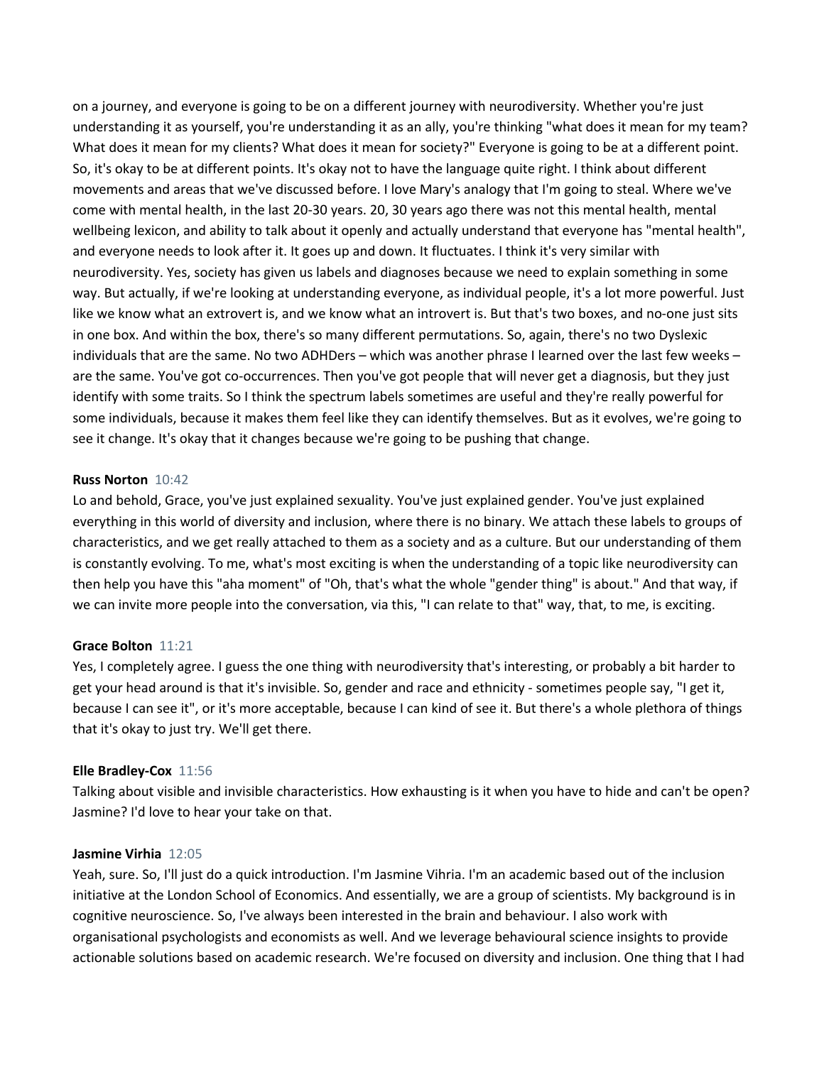on a journey, and everyone is going to be on a different journey with neurodiversity. Whether you're just understanding it as yourself, you're understanding it as an ally, you're thinking "what does it mean for my team? What does it mean for my clients? What does it mean for society?" Everyone is going to be at a different point. So, it's okay to be at different points. It's okay not to have the language quite right. I think about different movements and areas that we've discussed before. I love Mary's analogy that I'm going to steal. Where we've come with mental health, in the last 20-30 years. 20, 30 years ago there was not this mental health, mental wellbeing lexicon, and ability to talk about it openly and actually understand that everyone has "mental health", and everyone needs to look after it. It goes up and down. It fluctuates. I think it's very similar with neurodiversity. Yes, society has given us labels and diagnoses because we need to explain something in some way. But actually, if we're looking at understanding everyone, as individual people, it's a lot more powerful. Just like we know what an extrovert is, and we know what an introvert is. But that's two boxes, and no-one just sits in one box. And within the box, there's so many different permutations. So, again, there's no two Dyslexic individuals that are the same. No two ADHDers – which was another phrase I learned over the last few weeks – are the same. You've got co-occurrences. Then you've got people that will never get a diagnosis, but they just identify with some traits. So I think the spectrum labels sometimes are useful and they're really powerful for some individuals, because it makes them feel like they can identify themselves. But as it evolves, we're going to see it change. It's okay that it changes because we're going to be pushing that change.

**Russ Norton** 10:42

Lo and behold, Grace, you've just explained sexuality. You've just explained gender. You've just explained everything in this world of diversity and inclusion, where there is no binary. We attach these labels to groups of characteristics, and we get really attached to them as a society and as a culture. But our understanding of them is constantly evolving. To me, what's most exciting is when the understanding of a topic like neurodiversity can then help you have this "aha moment" of "Oh, that's what the whole "gender thing" is about." And that way, if we can invite more people into the conversation, via this, "I can relate to that" way, that, to me, is exciting.

**Grace Bolton** 11:21

Yes, I completely agree. I guess the one thing with neurodiversity that's interesting, or probably a bit harder to get your head around is that it's invisible. So, gender and race and ethnicity - sometimes people say, "I get it, because I can see it", or it's more acceptable, because I can kind of see it. But there's a whole plethora of things that it's okay to just try. We'll get there.

**Elle Bradley-Cox** 11:56

Talking about visible and invisible characteristics. How exhausting is it when you have to hide and can't be open? Jasmine? I'd love to hear your take on that.

**Jasmine Virhia** 12:05

Yeah, sure. So, I'll just do a quick introduction. I'm Jasmine Vihria. I'm an academic based out of the inclusion initiative at the London School of Economics. And essentially, we are a group of scientists. My background is in cognitive neuroscience. So, I've always been interested in the brain and behaviour. I also work with organisational psychologists and economists as well. And we leverage behavioural science insights to provide actionable solutions based on academic research. We're focused on diversity and inclusion. One thing that I had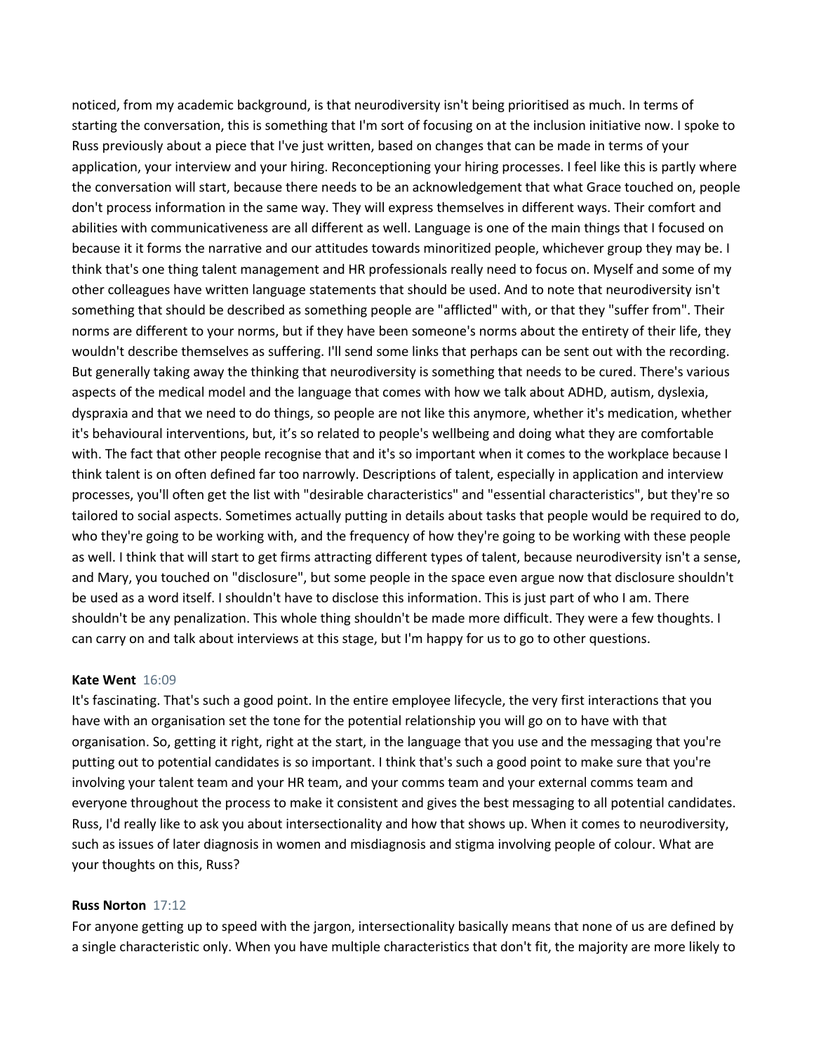noticed, from my academic background, is that neurodiversity isn't being prioritised as much. In terms of starting the conversation, this is something that I'm sort of focusing on at the inclusion initiative now. I spoke to Russ previously about a piece that I've just written, based on changes that can be made in terms of your application, your interview and your hiring. Reconceptioning your hiring processes. I feel like this is partly where the conversation will start, because there needs to be an acknowledgement that what Grace touched on, people don't process information in the same way. They will express themselves in different ways. Their comfort and abilities with communicativeness are all different as well. Language is one of the main things that I focused on because it it forms the narrative and our attitudes towards minoritized people, whichever group they may be. I think that's one thing talent management and HR professionals really need to focus on. Myself and some of my other colleagues have written language statements that should be used. And to note that neurodiversity isn't something that should be described as something people are "afflicted" with, or that they "suffer from". Their norms are different to your norms, but if they have been someone's norms about the entirety of their life, they wouldn't describe themselves as suffering. I'll send some links that perhaps can be sent out with the recording. But generally taking away the thinking that neurodiversity is something that needs to be cured. There's various aspects of the medical model and the language that comes with how we talk about ADHD, autism, dyslexia, dyspraxia and that we need to do things, so people are not like this anymore, whether it's medication, whether it's behavioural interventions, but, it's so related to people's wellbeing and doing what they are comfortable with. The fact that other people recognise that and it's so important when it comes to the workplace because I think talent is on often defined far too narrowly. Descriptions of talent, especially in application and interview processes, you'll often get the list with "desirable characteristics" and "essential characteristics", but they're so tailored to social aspects. Sometimes actually putting in details about tasks that people would be required to do, who they're going to be working with, and the frequency of how they're going to be working with these people as well. I think that will start to get firms attracting different types of talent, because neurodiversity isn't a sense, and Mary, you touched on "disclosure", but some people in the space even argue now that disclosure shouldn't be used as a word itself. I shouldn't have to disclose this information. This is just part of who I am. There shouldn't be any penalization. This whole thing shouldn't be made more difficult. They were a few thoughts. I can carry on and talk about interviews at this stage, but I'm happy for us to go to other questions.

**Kate Went** 16:09

It's fascinating. That's such a good point. In the entire employee lifecycle, the very first interactions that you have with an organisation set the tone for the potential relationship you will go on to have with that organisation. So, getting it right, right at the start, in the language that you use and the messaging that you're putting out to potential candidates is so important. I think that's such a good point to make sure that you're involving your talent team and your HR team, and your comms team and your external comms team and everyone throughout the process to make it consistent and gives the best messaging to all potential candidates. Russ, I'd really like to ask you about intersectionality and how that shows up. When it comes to neurodiversity, such as issues of later diagnosis in women and misdiagnosis and stigma involving people of colour. What are your thoughts on this, Russ?

**Russ Norton** 17:12

For anyone getting up to speed with the jargon, intersectionality basically means that none of us are defined by a single characteristic only. When you have multiple characteristics that don't fit, the majority are more likely to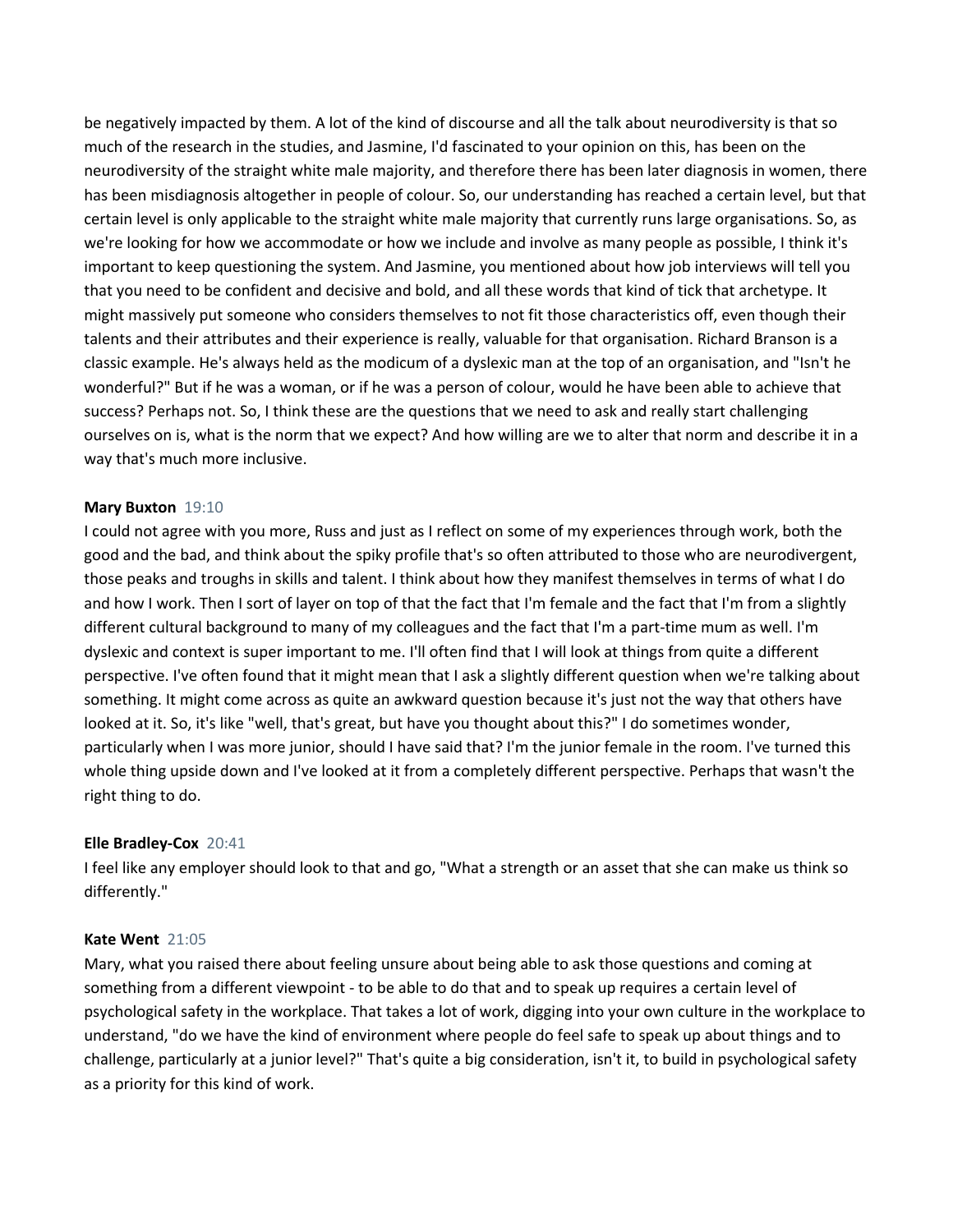be negatively impacted by them. A lot of the kind of discourse and all the talk about neurodiversity is that so much of the research in the studies, and Jasmine, I'd fascinated to your opinion on this, has been on the neurodiversity of the straight white male majority, and therefore there has been later diagnosis in women, there has been misdiagnosis altogether in people of colour. So, our understanding has reached a certain level, but that certain level is only applicable to the straight white male majority that currently runs large organisations. So, as we're looking for how we accommodate or how we include and involve as many people as possible, I think it's important to keep questioning the system. And Jasmine, you mentioned about how job interviews will tell you that you need to be confident and decisive and bold, and all these words that kind of tick that archetype. It might massively put someone who considers themselves to not fit those characteristics off, even though their talents and their attributes and their experience is really, valuable for that organisation. Richard Branson is a classic example. He's always held as the modicum of a dyslexic man at the top of an organisation, and "Isn't he wonderful?" But if he was a woman, or if he was a person of colour, would he have been able to achieve that success? Perhaps not. So, I think these are the questions that we need to ask and really start challenging ourselves on is, what is the norm that we expect? And how willing are we to alter that norm and describe it in a way that's much more inclusive.

**Mary Buxton** 19:10

I could not agree with you more, Russ and just as I reflect on some of my experiences through work, both the good and the bad, and think about the spiky profile that's so often attributed to those who are neurodivergent, those peaks and troughs in skills and talent. I think about how they manifest themselves in terms of what I do and how I work. Then I sort of layer on top of that the fact that I'm female and the fact that I'm from a slightly different cultural background to many of my colleagues and the fact that I'm a part-time mum as well. I'm dyslexic and context is super important to me. I'll often find that I will look at things from quite a different perspective. I've often found that it might mean that I ask a slightly different question when we're talking about something. It might come across as quite an awkward question because it's just not the way that others have looked at it. So, it's like "well, that's great, but have you thought about this?" I do sometimes wonder, particularly when I was more junior, should I have said that? I'm the junior female in the room. I've turned this whole thing upside down and I've looked at it from a completely different perspective. Perhaps that wasn't the right thing to do.

**Elle Bradley-Cox** 20:41

I feel like any employer should look to that and go, "What a strength or an asset that she can make us think so differently."

**Kate Went** 21:05

Mary, what you raised there about feeling unsure about being able to ask those questions and coming at something from a different viewpoint - to be able to do that and to speak up requires a certain level of psychological safety in the workplace. That takes a lot of work, digging into your own culture in the workplace to understand, "do we have the kind of environment where people do feel safe to speak up about things and to challenge, particularly at a junior level?" That's quite a big consideration, isn't it, to build in psychological safety as a priority for this kind of work.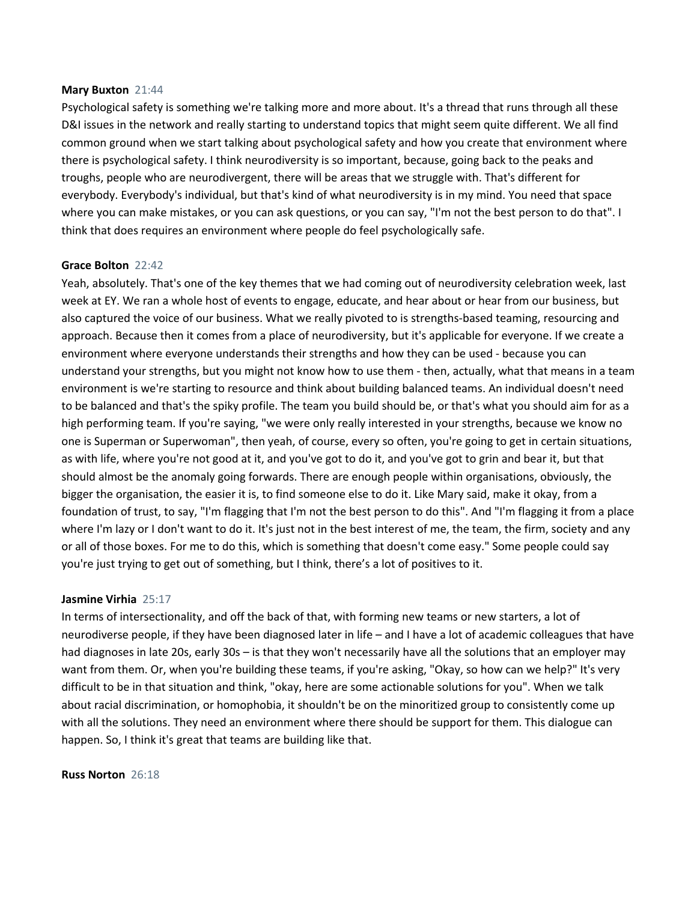**Mary Buxton** 21:44

Psychological safety is something we're talking more and more about. It's a thread that runs through all these D&I issues in the network and really starting to understand topics that might seem quite different. We all find common ground when we start talking about psychological safety and how you create that environment where there is psychological safety. I think neurodiversity is so important, because, going back to the peaks and troughs, people who are neurodivergent, there will be areas that we struggle with. That's different for everybody. Everybody's individual, but that's kind of what neurodiversity is in my mind. You need that space where you can make mistakes, or you can ask questions, or you can say, "I'm not the best person to do that". I think that does requires an environment where people do feel psychologically safe.

**Grace Bolton** 22:42

Yeah, absolutely. That's one of the key themes that we had coming out of neurodiversity celebration week, last week at EY. We ran a whole host of events to engage, educate, and hear about or hear from our business, but also captured the voice of our business. What we really pivoted to is strengths-based teaming, resourcing and approach. Because then it comes from a place of neurodiversity, but it's applicable for everyone. If we create a environment where everyone understands their strengths and how they can be used - because you can understand your strengths, but you might not know how to use them - then, actually, what that means in a team environment is we're starting to resource and think about building balanced teams. An individual doesn't need to be balanced and that's the spiky profile. The team you build should be, or that's what you should aim for as a high performing team. If you're saying, "we were only really interested in your strengths, because we know no one is Superman or Superwoman", then yeah, of course, every so often, you're going to get in certain situations, as with life, where you're not good at it, and you've got to do it, and you've got to grin and bear it, but that should almost be the anomaly going forwards. There are enough people within organisations, obviously, the bigger the organisation, the easier it is, to find someone else to do it. Like Mary said, make it okay, from a foundation of trust, to say, "I'm flagging that I'm not the best person to do this". And "I'm flagging it from a place where I'm lazy or I don't want to do it. It's just not in the best interest of me, the team, the firm, society and any or all of those boxes. For me to do this, which is something that doesn't come easy." Some people could say you're just trying to get out of something, but I think, there's a lot of positives to it.

**Jasmine Virhia** 25:17

In terms of intersectionality, and off the back of that, with forming new teams or new starters, a lot of neurodiverse people, if they have been diagnosed later in life – and I have a lot of academic colleagues that have had diagnoses in late 20s, early 30s – is that they won't necessarily have all the solutions that an employer may want from them. Or, when you're building these teams, if you're asking, "Okay, so how can we help?" It's very difficult to be in that situation and think, "okay, here are some actionable solutions for you". When we talk about racial discrimination, or homophobia, it shouldn't be on the minoritized group to consistently come up with all the solutions. They need an environment where there should be support for them. This dialogue can happen. So, I think it's great that teams are building like that.

**Russ Norton** 26:18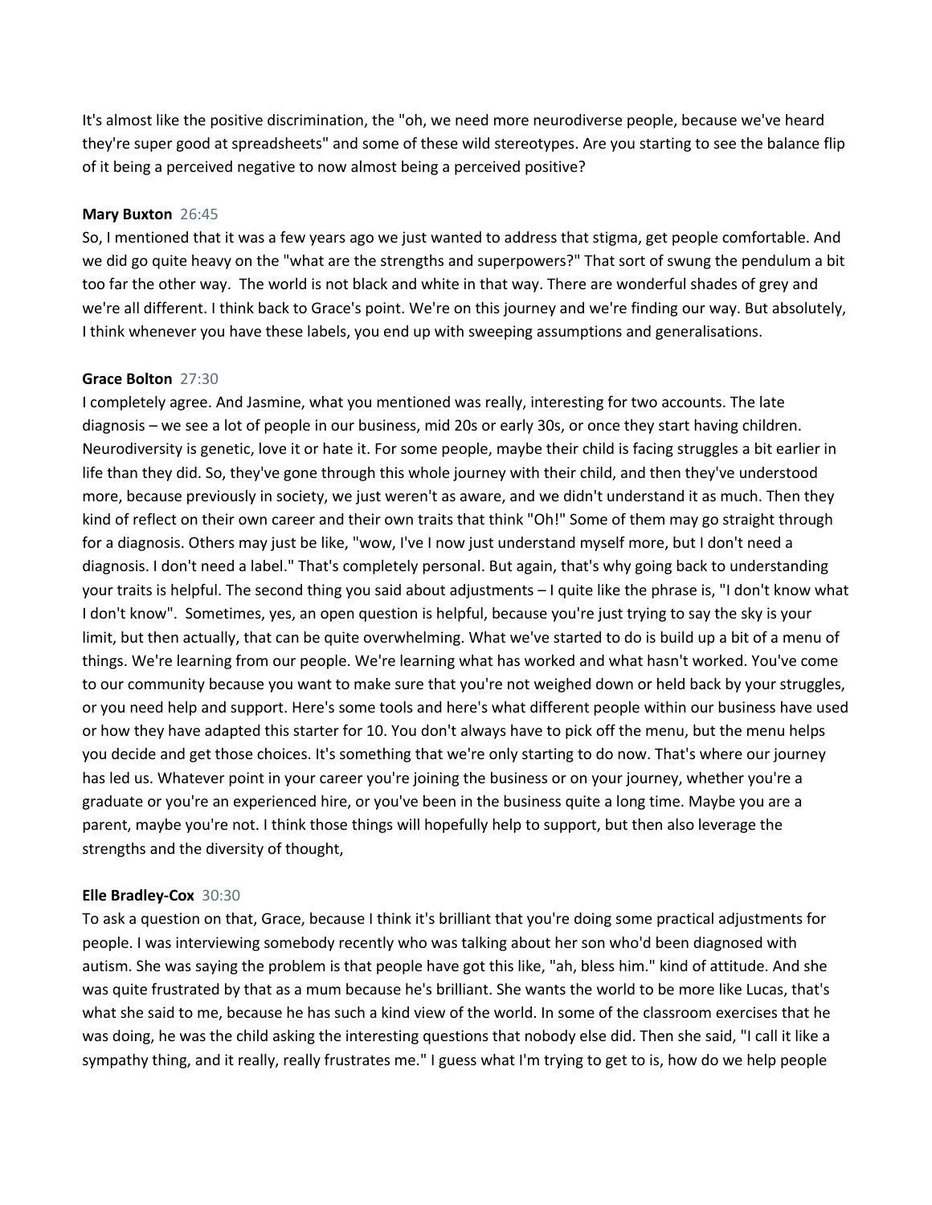It's almost like the positive discrimination, the "oh, we need more neurodiverse people, because we've heard they're super good at spreadsheets" and some of these wild stereotypes. Are you starting to see the balance flip of it being a perceived negative to now almost being a perceived positive?

**Mary Buxton** 26:45
So, I mentioned that it was a few years ago we just wanted to address that stigma, get people comfortable. And we did go quite heavy on the "what are the strengths and superpowers?" That sort of swung the pendulum a bit too far the other way. The world is not black and white in that way. There are wonderful shades of grey and we're all different. I think back to Grace's point. We're on this journey and we're finding our way. But absolutely, I think whenever you have these labels, you end up with sweeping assumptions and generalisations.

**Grace Bolton** 27:30
I completely agree. And Jasmine, what you mentioned was really, interesting for two accounts. The late diagnosis – we see a lot of people in our business, mid 20s or early 30s, or once they start having children. Neurodiversity is genetic, love it or hate it. For some people, maybe their child is facing struggles a bit earlier in life than they did. So, they've gone through this whole journey with their child, and then they've understood more, because previously in society, we just weren't as aware, and we didn't understand it as much. Then they kind of reflect on their own career and their own traits that think "Oh!" Some of them may go straight through for a diagnosis. Others may just be like, "wow, I've I now just understand myself more, but I don't need a diagnosis. I don't need a label." That's completely personal. But again, that's why going back to understanding your traits is helpful. The second thing you said about adjustments – I quite like the phrase is, "I don't know what I don't know". Sometimes, yes, an open question is helpful, because you're just trying to say the sky is your limit, but then actually, that can be quite overwhelming. What we've started to do is build up a bit of a menu of things. We're learning from our people. We're learning what has worked and what hasn't worked. You've come to our community because you want to make sure that you're not weighed down or held back by your struggles, or you need help and support. Here's some tools and here's what different people within our business have used or how they have adapted this starter for 10. You don't always have to pick off the menu, but the menu helps you decide and get those choices. It's something that we're only starting to do now. That's where our journey has led us. Whatever point in your career you're joining the business or on your journey, whether you're a graduate or you're an experienced hire, or you've been in the business quite a long time. Maybe you are a parent, maybe you're not. I think those things will hopefully help to support, but then also leverage the strengths and the diversity of thought,

**Elle Bradley-Cox** 30:30
To ask a question on that, Grace, because I think it's brilliant that you're doing some practical adjustments for people. I was interviewing somebody recently who was talking about her son who'd been diagnosed with autism. She was saying the problem is that people have got this like, "ah, bless him." kind of attitude. And she was quite frustrated by that as a mum because he's brilliant. She wants the world to be more like Lucas, that's what she said to me, because he has such a kind view of the world. In some of the classroom exercises that he was doing, he was the child asking the interesting questions that nobody else did. Then she said, "I call it like a sympathy thing, and it really, really frustrates me." I guess what I'm trying to get to is, how do we help people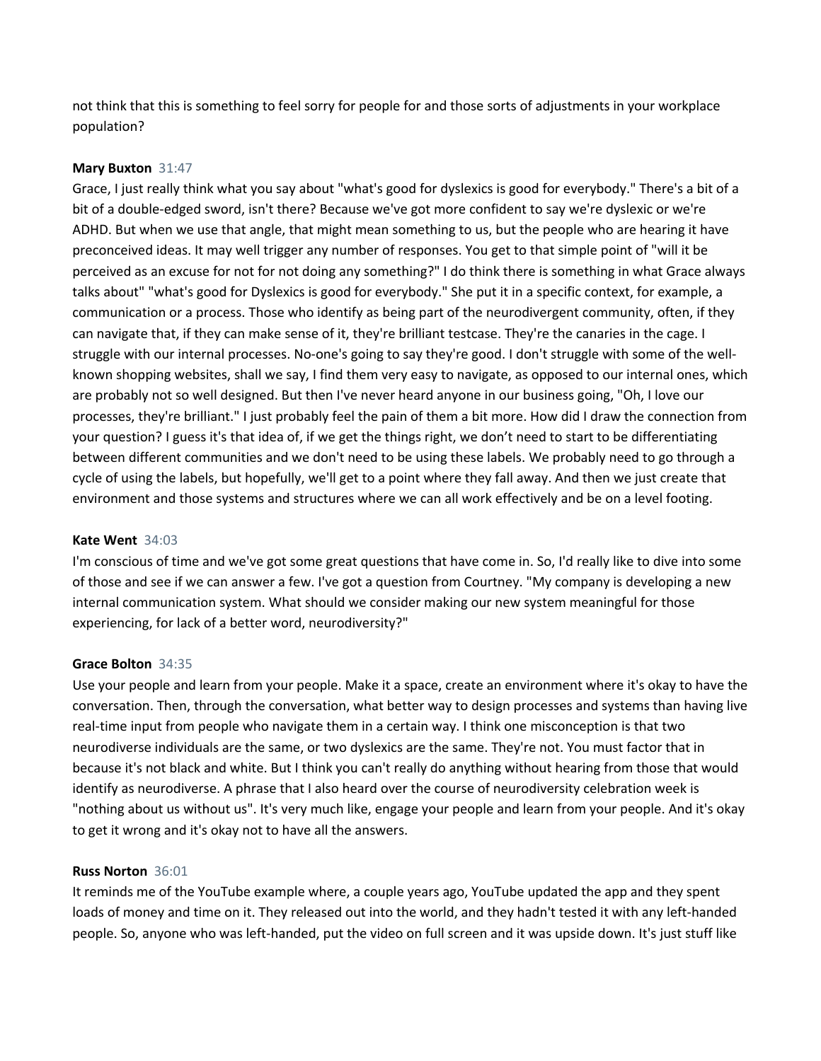not think that this is something to feel sorry for people for and those sorts of adjustments in your workplace population?

**Mary Buxton** 31:47

Grace, I just really think what you say about "what's good for dyslexics is good for everybody." There's a bit of a bit of a double-edged sword, isn't there? Because we've got more confident to say we're dyslexic or we're ADHD. But when we use that angle, that might mean something to us, but the people who are hearing it have preconceived ideas. It may well trigger any number of responses. You get to that simple point of "will it be perceived as an excuse for not for not doing any something?" I do think there is something in what Grace always talks about" "what's good for Dyslexics is good for everybody." She put it in a specific context, for example, a communication or a process. Those who identify as being part of the neurodivergent community, often, if they can navigate that, if they can make sense of it, they're brilliant testcase. They're the canaries in the cage. I struggle with our internal processes. No-one's going to say they're good. I don't struggle with some of the well-known shopping websites, shall we say, I find them very easy to navigate, as opposed to our internal ones, which are probably not so well designed. But then I've never heard anyone in our business going, "Oh, I love our processes, they're brilliant." I just probably feel the pain of them a bit more. How did I draw the connection from your question? I guess it's that idea of, if we get the things right, we don't need to start to be differentiating between different communities and we don't need to be using these labels. We probably need to go through a cycle of using the labels, but hopefully, we'll get to a point where they fall away. And then we just create that environment and those systems and structures where we can all work effectively and be on a level footing.

**Kate Went** 34:03

I'm conscious of time and we've got some great questions that have come in. So, I'd really like to dive into some of those and see if we can answer a few. I've got a question from Courtney. "My company is developing a new internal communication system. What should we consider making our new system meaningful for those experiencing, for lack of a better word, neurodiversity?"

**Grace Bolton** 34:35

Use your people and learn from your people. Make it a space, create an environment where it's okay to have the conversation. Then, through the conversation, what better way to design processes and systems than having live real-time input from people who navigate them in a certain way. I think one misconception is that two neurodiverse individuals are the same, or two dyslexics are the same. They're not. You must factor that in because it's not black and white. But I think you can't really do anything without hearing from those that would identify as neurodiverse. A phrase that I also heard over the course of neurodiversity celebration week is "nothing about us without us". It's very much like, engage your people and learn from your people. And it's okay to get it wrong and it's okay not to have all the answers.

**Russ Norton** 36:01

It reminds me of the YouTube example where, a couple years ago, YouTube updated the app and they spent loads of money and time on it. They released out into the world, and they hadn't tested it with any left-handed people. So, anyone who was left-handed, put the video on full screen and it was upside down. It's just stuff like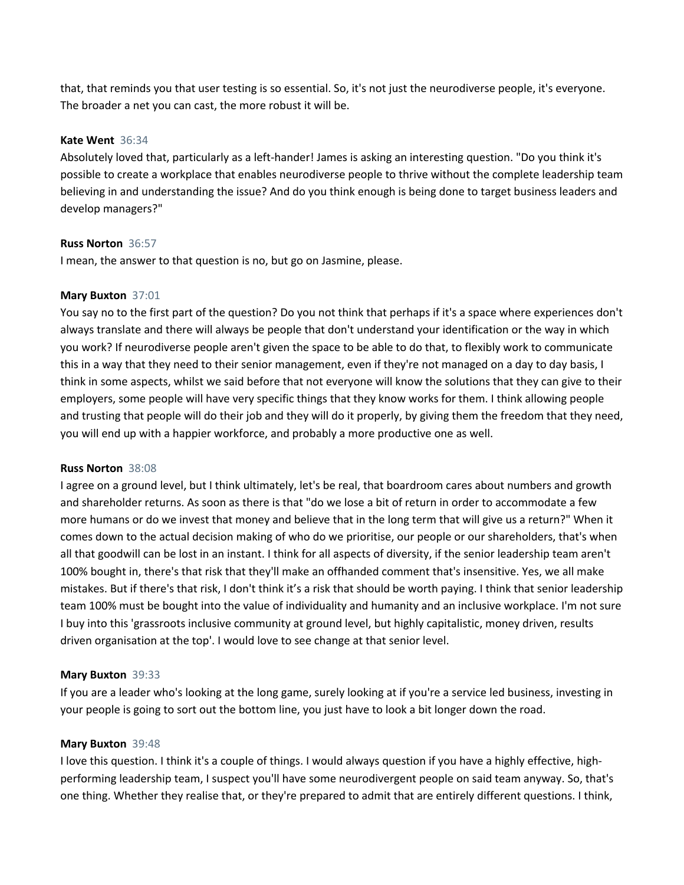that, that reminds you that user testing is so essential. So, it's not just the neurodiverse people, it's everyone. The broader a net you can cast, the more robust it will be.

**Kate Went** 36:34

Absolutely loved that, particularly as a left-hander! James is asking an interesting question. "Do you think it's possible to create a workplace that enables neurodiverse people to thrive without the complete leadership team believing in and understanding the issue? And do you think enough is being done to target business leaders and develop managers?"

**Russ Norton** 36:57

I mean, the answer to that question is no, but go on Jasmine, please.

**Mary Buxton** 37:01

You say no to the first part of the question? Do you not think that perhaps if it's a space where experiences don't always translate and there will always be people that don't understand your identification or the way in which you work? If neurodiverse people aren't given the space to be able to do that, to flexibly work to communicate this in a way that they need to their senior management, even if they're not managed on a day to day basis, I think in some aspects, whilst we said before that not everyone will know the solutions that they can give to their employers, some people will have very specific things that they know works for them. I think allowing people and trusting that people will do their job and they will do it properly, by giving them the freedom that they need, you will end up with a happier workforce, and probably a more productive one as well.

**Russ Norton** 38:08

I agree on a ground level, but I think ultimately, let's be real, that boardroom cares about numbers and growth and shareholder returns. As soon as there is that "do we lose a bit of return in order to accommodate a few more humans or do we invest that money and believe that in the long term that will give us a return?" When it comes down to the actual decision making of who do we prioritise, our people or our shareholders, that's when all that goodwill can be lost in an instant. I think for all aspects of diversity, if the senior leadership team aren't 100% bought in, there's that risk that they'll make an offhanded comment that's insensitive. Yes, we all make mistakes. But if there's that risk, I don't think it's a risk that should be worth paying. I think that senior leadership team 100% must be bought into the value of individuality and humanity and an inclusive workplace. I'm not sure I buy into this 'grassroots inclusive community at ground level, but highly capitalistic, money driven, results driven organisation at the top'. I would love to see change at that senior level.

**Mary Buxton** 39:33

If you are a leader who's looking at the long game, surely looking at if you're a service led business, investing in your people is going to sort out the bottom line, you just have to look a bit longer down the road.

**Mary Buxton** 39:48

I love this question. I think it's a couple of things. I would always question if you have a highly effective, high-performing leadership team, I suspect you'll have some neurodivergent people on said team anyway. So, that's one thing. Whether they realise that, or they're prepared to admit that are entirely different questions. I think,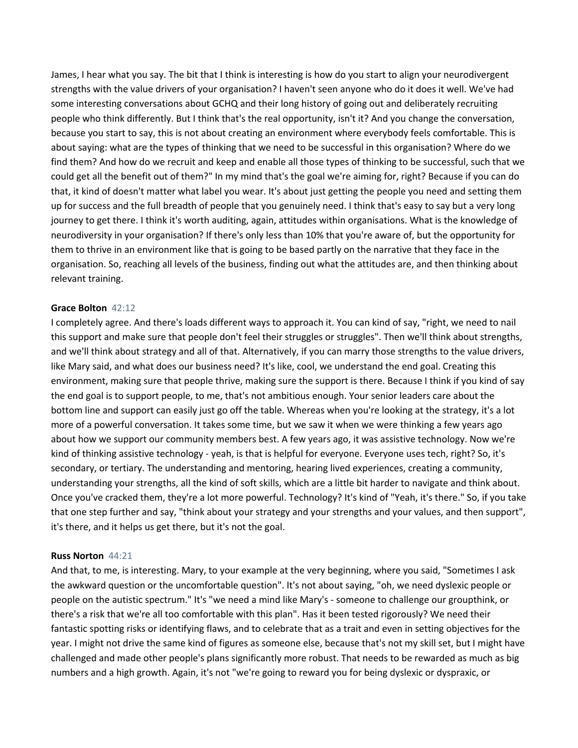James, I hear what you say. The bit that I think is interesting is how do you start to align your neurodivergent strengths with the value drivers of your organisation? I haven't seen anyone who do it does it well. We've had some interesting conversations about GCHQ and their long history of going out and deliberately recruiting people who think differently. But I think that's the real opportunity, isn't it? And you change the conversation, because you start to say, this is not about creating an environment where everybody feels comfortable. This is about saying: what are the types of thinking that we need to be successful in this organisation? Where do we find them? And how do we recruit and keep and enable all those types of thinking to be successful, such that we could get all the benefit out of them?" In my mind that's the goal we're aiming for, right? Because if you can do that, it kind of doesn't matter what label you wear. It's about just getting the people you need and setting them up for success and the full breadth of people that you genuinely need. I think that's easy to say but a very long journey to get there. I think it's worth auditing, again, attitudes within organisations. What is the knowledge of neurodiversity in your organisation? If there's only less than 10% that you're aware of, but the opportunity for them to thrive in an environment like that is going to be based partly on the narrative that they face in the organisation. So, reaching all levels of the business, finding out what the attitudes are, and then thinking about relevant training.

**Grace Bolton** 42:12

I completely agree. And there's loads different ways to approach it. You can kind of say, "right, we need to nail this support and make sure that people don't feel their struggles or struggles". Then we'll think about strengths, and we'll think about strategy and all of that. Alternatively, if you can marry those strengths to the value drivers, like Mary said, and what does our business need? It's like, cool, we understand the end goal. Creating this environment, making sure that people thrive, making sure the support is there. Because I think if you kind of say the end goal is to support people, to me, that's not ambitious enough. Your senior leaders care about the bottom line and support can easily just go off the table. Whereas when you're looking at the strategy, it's a lot more of a powerful conversation. It takes some time, but we saw it when we were thinking a few years ago about how we support our community members best. A few years ago, it was assistive technology. Now we're kind of thinking assistive technology - yeah, is that is helpful for everyone. Everyone uses tech, right? So, it's secondary, or tertiary. The understanding and mentoring, hearing lived experiences, creating a community, understanding your strengths, all the kind of soft skills, which are a little bit harder to navigate and think about. Once you've cracked them, they're a lot more powerful. Technology? It's kind of "Yeah, it's there." So, if you take that one step further and say, "think about your strategy and your strengths and your values, and then support", it's there, and it helps us get there, but it's not the goal.

**Russ Norton** 44:21

And that, to me, is interesting. Mary, to your example at the very beginning, where you said, "Sometimes I ask the awkward question or the uncomfortable question". It's not about saying, "oh, we need dyslexic people or people on the autistic spectrum." It's "we need a mind like Mary's - someone to challenge our groupthink, or there's a risk that we're all too comfortable with this plan". Has it been tested rigorously? We need their fantastic spotting risks or identifying flaws, and to celebrate that as a trait and even in setting objectives for the year. I might not drive the same kind of figures as someone else, because that's not my skill set, but I might have challenged and made other people's plans significantly more robust. That needs to be rewarded as much as big numbers and a high growth. Again, it's not "we're going to reward you for being dyslexic or dyspraxic, or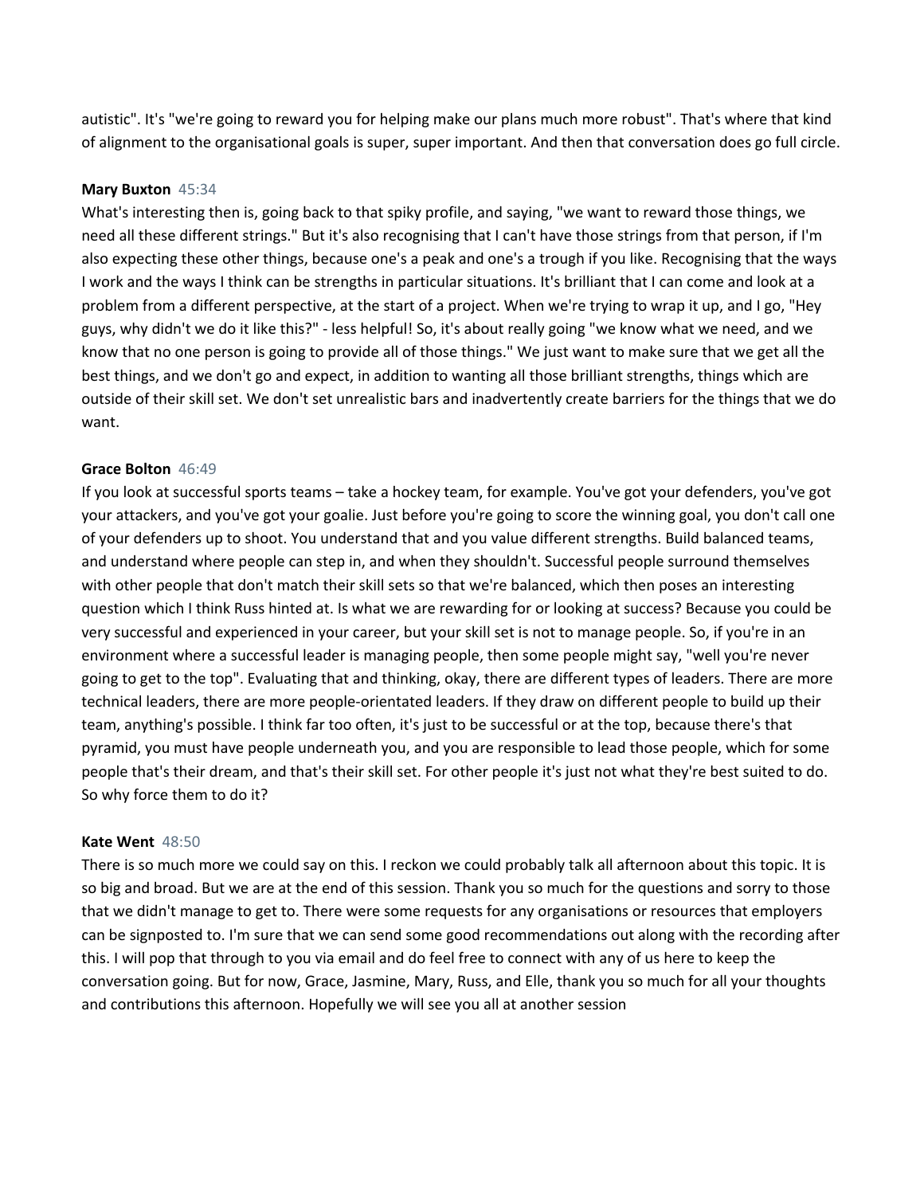autistic". It's "we're going to reward you for helping make our plans much more robust". That's where that kind of alignment to the organisational goals is super, super important. And then that conversation does go full circle.

**Mary Buxton** 45:34
What's interesting then is, going back to that spiky profile, and saying, "we want to reward those things, we need all these different strings." But it's also recognising that I can't have those strings from that person, if I'm also expecting these other things, because one's a peak and one's a trough if you like. Recognising that the ways I work and the ways I think can be strengths in particular situations. It's brilliant that I can come and look at a problem from a different perspective, at the start of a project. When we're trying to wrap it up, and I go, "Hey guys, why didn't we do it like this?" - less helpful! So, it's about really going "we know what we need, and we know that no one person is going to provide all of those things." We just want to make sure that we get all the best things, and we don't go and expect, in addition to wanting all those brilliant strengths, things which are outside of their skill set. We don't set unrealistic bars and inadvertently create barriers for the things that we do want.

**Grace Bolton** 46:49
If you look at successful sports teams – take a hockey team, for example. You've got your defenders, you've got your attackers, and you've got your goalie. Just before you're going to score the winning goal, you don't call one of your defenders up to shoot. You understand that and you value different strengths. Build balanced teams, and understand where people can step in, and when they shouldn't. Successful people surround themselves with other people that don't match their skill sets so that we're balanced, which then poses an interesting question which I think Russ hinted at. Is what we are rewarding for or looking at success? Because you could be very successful and experienced in your career, but your skill set is not to manage people. So, if you're in an environment where a successful leader is managing people, then some people might say, "well you're never going to get to the top". Evaluating that and thinking, okay, there are different types of leaders. There are more technical leaders, there are more people-orientated leaders. If they draw on different people to build up their team, anything's possible. I think far too often, it's just to be successful or at the top, because there's that pyramid, you must have people underneath you, and you are responsible to lead those people, which for some people that's their dream, and that's their skill set. For other people it's just not what they're best suited to do. So why force them to do it?

**Kate Went** 48:50
There is so much more we could say on this. I reckon we could probably talk all afternoon about this topic. It is so big and broad. But we are at the end of this session. Thank you so much for the questions and sorry to those that we didn't manage to get to. There were some requests for any organisations or resources that employers can be signposted to. I'm sure that we can send some good recommendations out along with the recording after this. I will pop that through to you via email and do feel free to connect with any of us here to keep the conversation going. But for now, Grace, Jasmine, Mary, Russ, and Elle, thank you so much for all your thoughts and contributions this afternoon. Hopefully we will see you all at another session